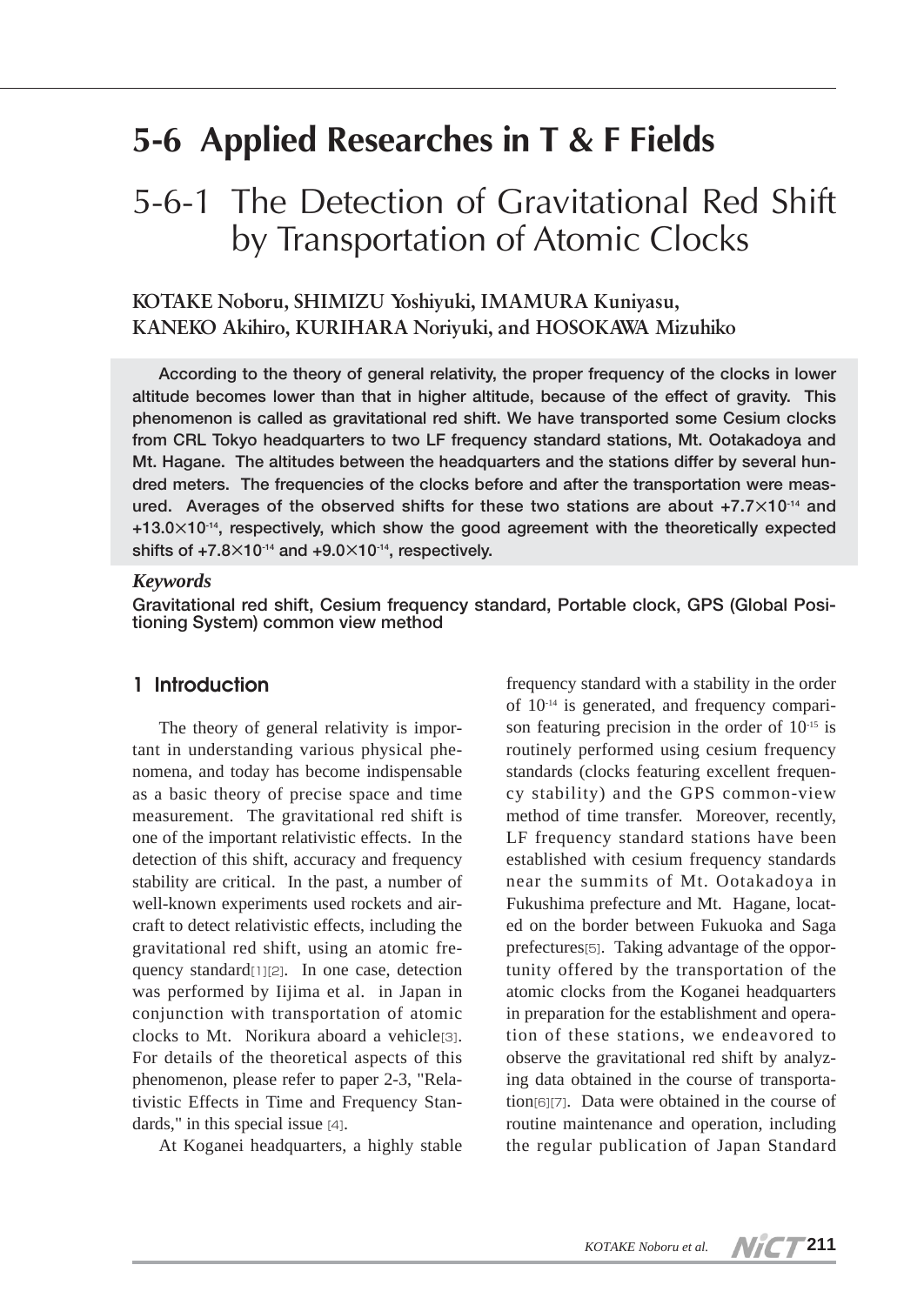# 5-6 Applied Researches in T & F Fields

## 5-6-1 The Detection of Gravitational Red Shift by Transportation of Atomic Clocks

**KOTAKE Noboru, SHIMIZU Yoshiyuki, IMAMURA Kuniyasu, KANEKO Akihiro, KURIHARA Noriyuki, and HOSOKAWA Mizuhiko**

**According to the theory of general relativity, the proper frequency of the clocks in lower altitude becomes lower than that in higher altitude, because of the effect of gravity. This phenomenon is called as gravitational red shift. We have transported some Cesium clocks from CRL Tokyo headquarters to two LF frequency standard stations, Mt. Ootakadoya and Mt. Hagane. The altitudes between the headquarters and the stations differ by several hundred meters. The frequencies of the clocks before and after the transportation were measured. Averages of the observed shifts for these two stations are about +7.7×$10^{-14}$ and +13.0×$10^{-14}$, respectively, which show the good agreement with the theoretically expected shifts of +7.8×$10^{-14}$ and +9.0×$10^{-14}$, respectively.**

***Keywords***

**Gravitational red shift, Cesium frequency standard, Portable clock, GPS (Global Positioning System) common view method**

### 1 Introduction

The theory of general relativity is important in understanding various physical phenomena, and today has become indispensable as a basic theory of precise space and time measurement. The gravitational red shift is one of the important relativistic effects. In the detection of this shift, accuracy and frequency stability are critical. In the past, a number of well-known experiments used rockets and aircraft to detect relativistic effects, including the gravitational red shift, using an atomic frequency standard[1][2]. In one case, detection was performed by Iijima et al. in Japan in conjunction with transportation of atomic clocks to Mt. Norikura aboard a vehicle[3]. For details of the theoretical aspects of this phenomenon, please refer to paper 2-3, "Relativistic Effects in Time and Frequency Standards," in this special issue [4].

At Koganei headquarters, a highly stable frequency standard with a stability in the order of $10^{-14}$ is generated, and frequency comparison featuring precision in the order of $10^{-15}$ is routinely performed using cesium frequency standards (clocks featuring excellent frequency stability) and the GPS common-view method of time transfer. Moreover, recently, LF frequency standard stations have been established with cesium frequency standards near the summits of Mt. Ootakadoya in Fukushima prefecture and Mt. Hagane, located on the border between Fukuoka and Saga prefectures[5]. Taking advantage of the opportunity offered by the transportation of the atomic clocks from the Koganei headquarters in preparation for the establishment and operation of these stations, we endeavored to observe the gravitational red shift by analyzing data obtained in the course of transportation[6][7]. Data were obtained in the course of routine maintenance and operation, including the regular publication of Japan Standard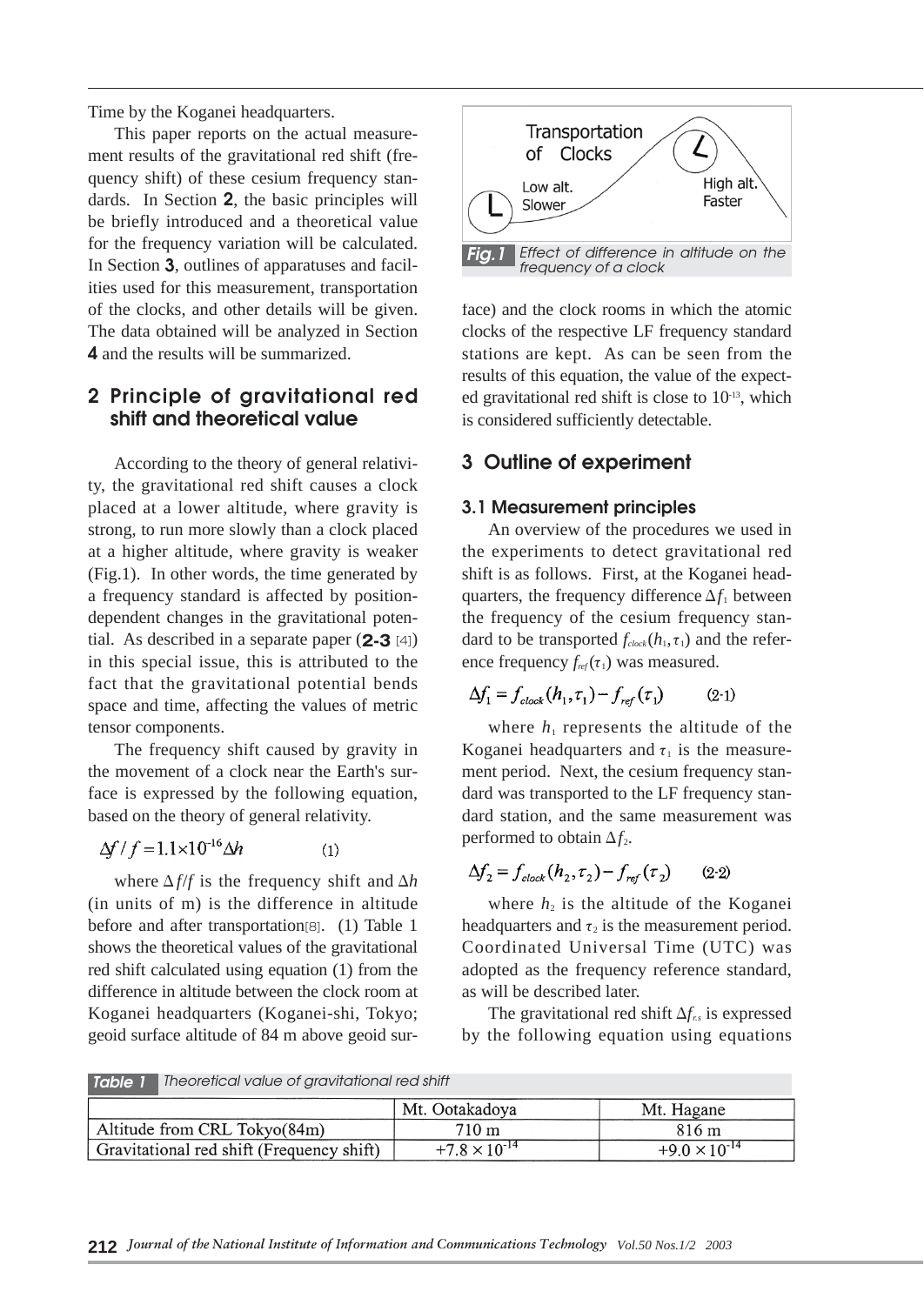Time by the Koganei headquarters.

This paper reports on the actual measurement results of the gravitational red shift (frequency shift) of these cesium frequency standards. In Section **2**, the basic principles will be briefly introduced and a theoretical value for the frequency variation will be calculated. In Section **3**, outlines of apparatuses and facilities used for this measurement, transportation of the clocks, and other details will be given. The data obtained will be analyzed in Section **4** and the results will be summarized.

## 2 Principle of gravitational red shift and theoretical value

According to the theory of general relativity, the gravitational red shift causes a clock placed at a lower altitude, where gravity is strong, to run more slowly than a clock placed at a higher altitude, where gravity is weaker (Fig.1). In other words, the time generated by a frequency standard is affected by position-dependent changes in the gravitational potential. As described in a separate paper (**2-3** [4]) in this special issue, this is attributed to the fact that the gravitational potential bends space and time, affecting the values of metric tensor components.

The frequency shift caused by gravity in the movement of a clock near the Earth's surface is expressed by the following equation, based on the theory of general relativity.

$$\Delta f / f = 1.1 \times 10^{-16} \Delta h \qquad (1)$$

where $\Delta f/f$ is the frequency shift and $\Delta h$ (in units of m) is the difference in altitude before and after transportation[8]. (1) Table 1 shows the theoretical values of the gravitational red shift calculated using equation (1) from the difference in altitude between the clock room at Koganei headquarters (Koganei-shi, Tokyo; geoid surface altitude of 84 m above geoid surface) and the clock rooms in which the atomic clocks of the respective LF frequency standard stations are kept. As can be seen from the results of this equation, the value of the expected gravitational red shift is close to $10^{-13}$, which is considered sufficiently detectable.

Transportation of Clocks

Low alt. Slower

High alt. Faster

*Fig.1* Effect of difference in altitude on the frequency of a clock

## 3 Outline of experiment

### 3.1 Measurement principles

An overview of the procedures we used in the experiments to detect gravitational red shift is as follows. First, at the Koganei headquarters, the frequency difference $\Delta f_1$ between the frequency of the cesium frequency standard to be transported $f_{clock}(h_1, \tau_1)$ and the reference frequency $f_{ref}(\tau_1)$ was measured.

$$\Delta f_1 = f_{clock}(h_1, \tau_1) - f_{ref}(\tau_1) \qquad (2\text{-}1)$$

where $h_1$ represents the altitude of the Koganei headquarters and $\tau_1$ is the measurement period. Next, the cesium frequency standard was transported to the LF frequency standard station, and the same measurement was performed to obtain $\Delta f_2$.

$$\Delta f_2 = f_{clock}(h_2, \tau_2) - f_{ref}(\tau_2) \qquad (2\text{-}2)$$

where $h_2$ is the altitude of the Koganei headquarters and $\tau_2$ is the measurement period. Coordinated Universal Time (UTC) was adopted as the frequency reference standard, as will be described later.

The gravitational red shift $\Delta f_{r.s}$ is expressed by the following equation using equations

*Table 1* Theoretical value of gravitational red shift

| | Mt. Ootakadoya | Mt. Hagane |
|---|---|---|
| Altitude from CRL Tokyo(84m) | 710 m | 816 m |
| Gravitational red shift (Frequency shift) | $+7.8 \times 10^{-14}$ | $+9.0 \times 10^{-14}$ |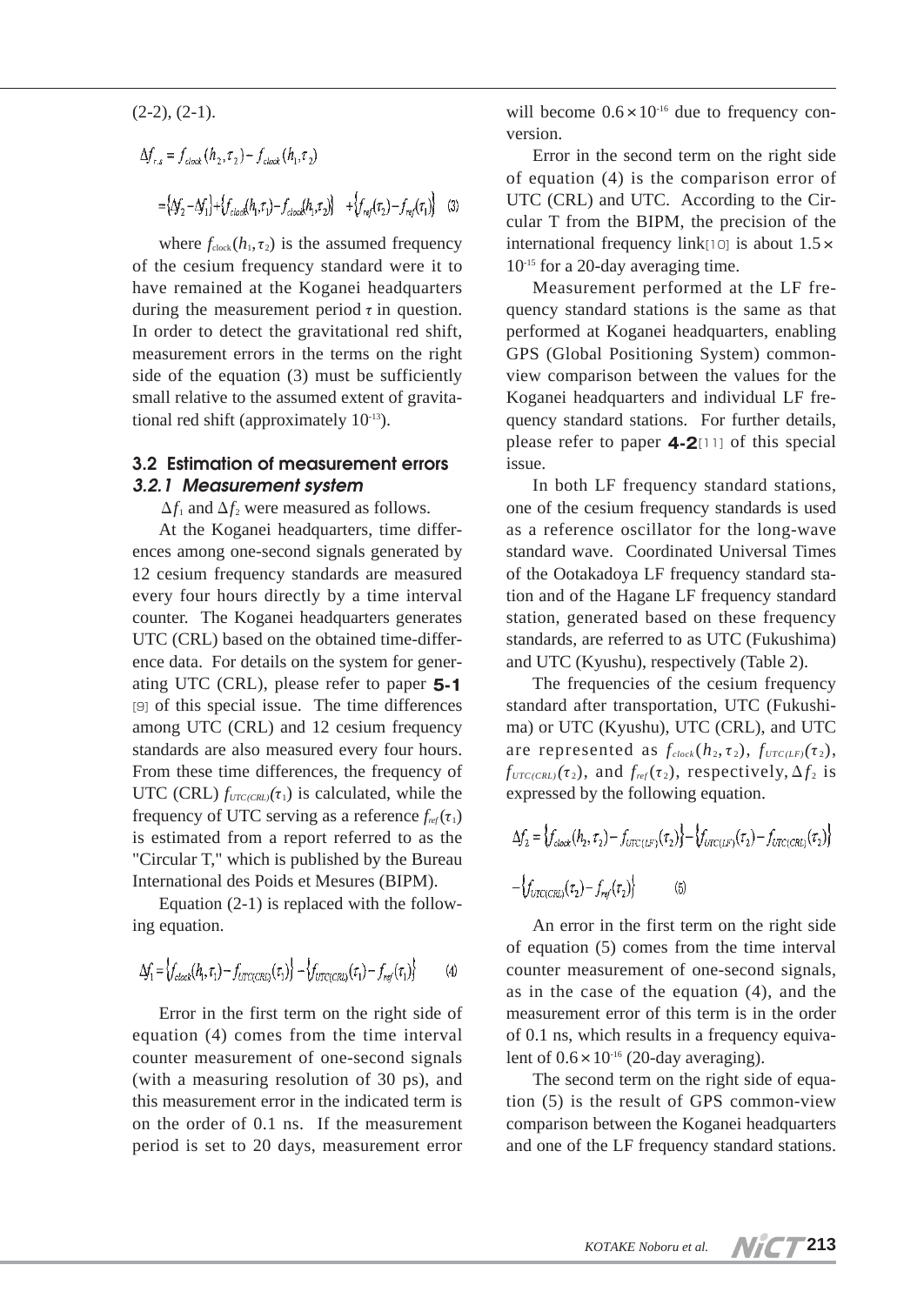(2-2), (2-1).

$$\Delta f_{r,s} = f_{clock}(h_2, \tau_2) - f_{clock}(h_1, \tau_2)$$

$$= \{\Delta f_2 - \Delta f_1\} + \{f_{clock}(h_1, \tau_1) - f_{clock}(h_1, \tau_2)\} + \{f_{ref}(\tau_2) - f_{ref}(\tau_1)\} \quad (3)$$

where $f_{clock}(h_1, \tau_2)$ is the assumed frequency of the cesium frequency standard were it to have remained at the Koganei headquarters during the measurement period $\tau$ in question. In order to detect the gravitational red shift, measurement errors in the terms on the right side of the equation (3) must be sufficiently small relative to the assumed extent of gravitational red shift (approximately $10^{-13}$).

## 3.2 Estimation of measurement errors

### *3.2.1 Measurement system*

$\Delta f_1$ and $\Delta f_2$ were measured as follows.

At the Koganei headquarters, time differences among one-second signals generated by 12 cesium frequency standards are measured every four hours directly by a time interval counter. The Koganei headquarters generates UTC (CRL) based on the obtained time-difference data. For details on the system for generating UTC (CRL), please refer to paper **5-1** [9] of this special issue. The time differences among UTC (CRL) and 12 cesium frequency standards are also measured every four hours. From these time differences, the frequency of UTC (CRL) $f_{UTC(CRL)}(\tau_1)$ is calculated, while the frequency of UTC serving as a reference $f_{ref}(\tau_1)$ is estimated from a report referred to as the "Circular T," which is published by the Bureau International des Poids et Mesures (BIPM).

Equation (2-1) is replaced with the following equation.

$$\Delta f_1 = \{f_{clock}(h_1, \tau_1) - f_{UTC(CRL)}(\tau_1)\} - \{f_{UTC(CRL)}(\tau_1) - f_{ref}(\tau_1)\} \quad (4)$$

Error in the first term on the right side of equation (4) comes from the time interval counter measurement of one-second signals (with a measuring resolution of 30 ps), and this measurement error in the indicated term is on the order of 0.1 ns. If the measurement period is set to 20 days, measurement error will become $0.6 \times 10^{-16}$ due to frequency conversion.

Error in the second term on the right side of equation (4) is the comparison error of UTC (CRL) and UTC. According to the Circular T from the BIPM, the precision of the international frequency link[10] is about $1.5 \times 10^{-15}$ for a 20-day averaging time.

Measurement performed at the LF frequency standard stations is the same as that performed at Koganei headquarters, enabling GPS (Global Positioning System) common-view comparison between the values for the Koganei headquarters and individual LF frequency standard stations. For further details, please refer to paper **4-2**[11] of this special issue.

In both LF frequency standard stations, one of the cesium frequency standards is used as a reference oscillator for the long-wave standard wave. Coordinated Universal Times of the Ootakadoya LF frequency standard station and of the Hagane LF frequency standard station, generated based on these frequency standards, are referred to as UTC (Fukushima) and UTC (Kyushu), respectively (Table 2).

The frequencies of the cesium frequency standard after transportation, UTC (Fukushima) or UTC (Kyushu), UTC (CRL), and UTC are represented as $f_{clock}(h_2, \tau_2)$, $f_{UTC(LF)}(\tau_2)$, $f_{UTC(CRL)}(\tau_2)$, and $f_{ref}(\tau_2)$, respectively, $\Delta f_2$ is expressed by the following equation.

$$\Delta f_2 = \{f_{clock}(h_2, \tau_2) - f_{UTC(LF)}(\tau_2)\} - \{f_{UTC(LF)}(\tau_2) - f_{UTC(CRL)}(\tau_2)\}$$
$$- \{f_{UTC(CRL)}(\tau_2) - f_{ref}(\tau_2)\} \quad (5)$$

An error in the first term on the right side of equation (5) comes from the time interval counter measurement of one-second signals, as in the case of the equation (4), and the measurement error of this term is in the order of 0.1 ns, which results in a frequency equivalent of $0.6 \times 10^{-16}$ (20-day averaging).

The second term on the right side of equation (5) is the result of GPS common-view comparison between the Koganei headquarters and one of the LF frequency standard stations.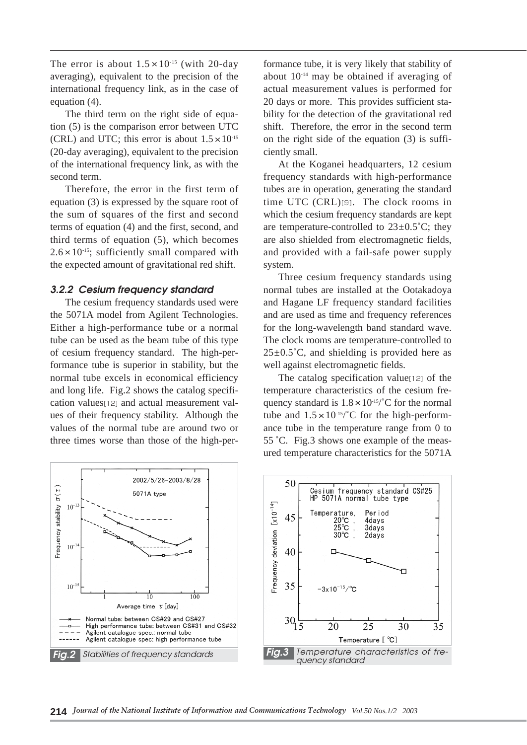The error is about $1.5 \times 10^{-15}$ (with 20-day averaging), equivalent to the precision of the international frequency link, as in the case of equation (4).

The third term on the right side of equation (5) is the comparison error between UTC (CRL) and UTC; this error is about $1.5 \times 10^{-15}$ (20-day averaging), equivalent to the precision of the international frequency link, as with the second term.

Therefore, the error in the first term of equation (3) is expressed by the square root of the sum of squares of the first and second terms of equation (4) and the first, second, and third terms of equation (5), which becomes $2.6 \times 10^{-15}$; sufficiently small compared with the expected amount of gravitational red shift.

### 3.2.2 Cesium frequency standard

The cesium frequency standards used were the 5071A model from Agilent Technologies. Either a high-performance tube or a normal tube can be used as the beam tube of this type of cesium frequency standard. The high-performance tube is superior in stability, but the normal tube excels in economical efficiency and long life. Fig.2 shows the catalog specification values[12] and actual measurement values of their frequency stability. Although the values of the normal tube are around two or three times worse than those of the high-performance tube, it is very likely that stability of about $10^{-14}$ may be obtained if averaging of actual measurement values is performed for 20 days or more. This provides sufficient stability for the detection of the gravitational red shift. Therefore, the error in the second term on the right side of the equation (3) is sufficiently small.

At the Koganei headquarters, 12 cesium frequency standards with high-performance tubes are in operation, generating the standard time UTC (CRL)[9]. The clock rooms in which the cesium frequency standards are kept are temperature-controlled to 23±0.5˚C; they are also shielded from electromagnetic fields, and provided with a fail-safe power supply system.

Three cesium frequency standards using normal tubes are installed at the Ootakadoya and Hagane LF frequency standard facilities and are used as time and frequency references for the long-wavelength band standard wave. The clock rooms are temperature-controlled to 25±0.5˚C, and shielding is provided here as well against electromagnetic fields.

The catalog specification value[12] of the temperature characteristics of the cesium frequency standard is $1.8 \times 10^{-15}$/˚C for the normal tube and $1.5 \times 10^{-15}$/˚C for the high-performance tube in the temperature range from 0 to 55 ˚C. Fig.3 shows one example of the measured temperature characteristics for the 5071A

2002/5/26–2003/8/28
5071A type
Frequency stability σ(τ)
$10^{-13}$
$10^{-14}$
$10^{-15}$
1 10 100
Average time τ [day]
Normal tube: between CS#29 and CS#27
High performance tube: between CS#31 and CS#32
Agilent catalogue spec.: normal tube
Agilent catalogue spec: high performance tube

**Fig.2** Stabilities of frequency standards

Cesium frequency standard CS#25
HP 5071A normal tube type
Temperature, Period
20℃, 4days
25℃, 3days
30℃, 2days
$-3 \times 10^{-15}$/℃
Frequency deviation [$\times 10^{-14}$]
50 45 40 35 30
15 20 25 30 35
Temperature [℃]

**Fig.3** Temperature characteristics of frequency standard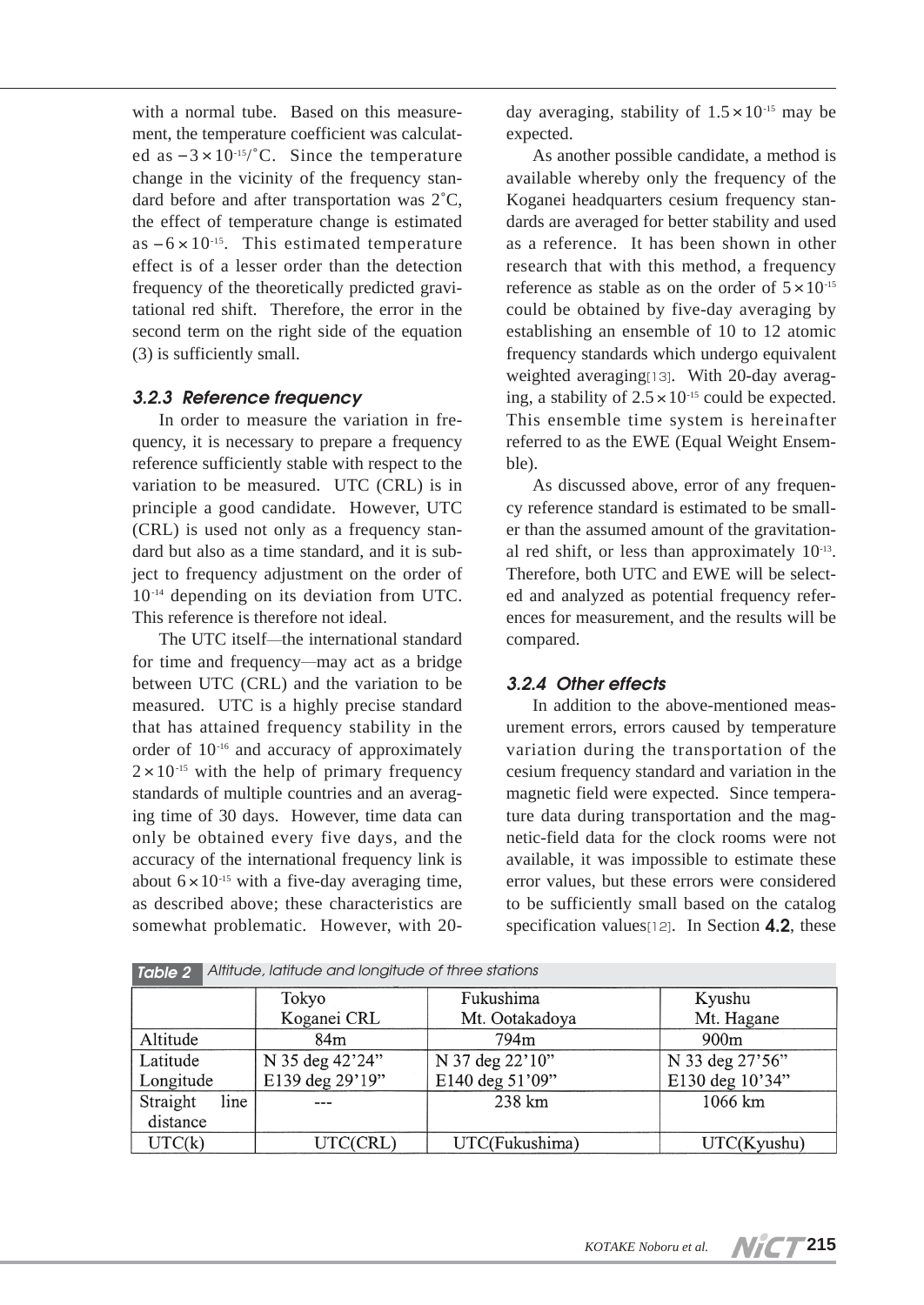with a normal tube. Based on this measurement, the temperature coefficient was calculated as $-3\times10^{-15}/^{\circ}$C. Since the temperature change in the vicinity of the frequency standard before and after transportation was 2˚C, the effect of temperature change is estimated as $-6\times10^{-15}$. This estimated temperature effect is of a lesser order than the detection frequency of the theoretically predicted gravitational red shift. Therefore, the error in the second term on the right side of the equation (3) is sufficiently small.

### *3.2.3 Reference frequency*

In order to measure the variation in frequency, it is necessary to prepare a frequency reference sufficiently stable with respect to the variation to be measured. UTC (CRL) is in principle a good candidate. However, UTC (CRL) is used not only as a frequency standard but also as a time standard, and it is subject to frequency adjustment on the order of $10^{-14}$ depending on its deviation from UTC. This reference is therefore not ideal.

The UTC itself—the international standard for time and frequency—may act as a bridge between UTC (CRL) and the variation to be measured. UTC is a highly precise standard that has attained frequency stability in the order of $10^{-16}$ and accuracy of approximately $2\times10^{-15}$ with the help of primary frequency standards of multiple countries and an averaging time of 30 days. However, time data can only be obtained every five days, and the accuracy of the international frequency link is about $6\times10^{-15}$ with a five-day averaging time, as described above; these characteristics are somewhat problematic. However, with 20-day averaging, stability of $1.5\times10^{-15}$ may be expected.

As another possible candidate, a method is available whereby only the frequency of the Koganei headquarters cesium frequency standards are averaged for better stability and used as a reference. It has been shown in other research that with this method, a frequency reference as stable as on the order of $5\times10^{-15}$ could be obtained by five-day averaging by establishing an ensemble of 10 to 12 atomic frequency standards which undergo equivalent weighted averaging[13]. With 20-day averaging, a stability of $2.5\times10^{-15}$ could be expected. This ensemble time system is hereinafter referred to as the EWE (Equal Weight Ensemble).

As discussed above, error of any frequency reference standard is estimated to be smaller than the assumed amount of the gravitational red shift, or less than approximately $10^{-13}$. Therefore, both UTC and EWE will be selected and analyzed as potential frequency references for measurement, and the results will be compared.

### *3.2.4 Other effects*

In addition to the above-mentioned measurement errors, errors caused by temperature variation during the transportation of the cesium frequency standard and variation in the magnetic field were expected. Since temperature data during transportation and the magnetic-field data for the clock rooms were not available, it was impossible to estimate these error values, but these errors were considered to be sufficiently small based on the catalog specification values[12]. In Section **4.2**, these

**Table 2** *Altitude, latitude and longitude of three stations*

| | Tokyo Koganei CRL | Fukushima Mt. Ootakadoya | Kyushu Mt. Hagane |
|---|---|---|---|
| Altitude | 84m | 794m | 900m |
| Latitude Longitude | N 35 deg 42'24" E139 deg 29'19" | N 37 deg 22'10" E140 deg 51'09" | N 33 deg 27'56" E130 deg 10'34" |
| Straight line distance | --- | 238 km | 1066 km |
| UTC(k) | UTC(CRL) | UTC(Fukushima) | UTC(Kyushu) |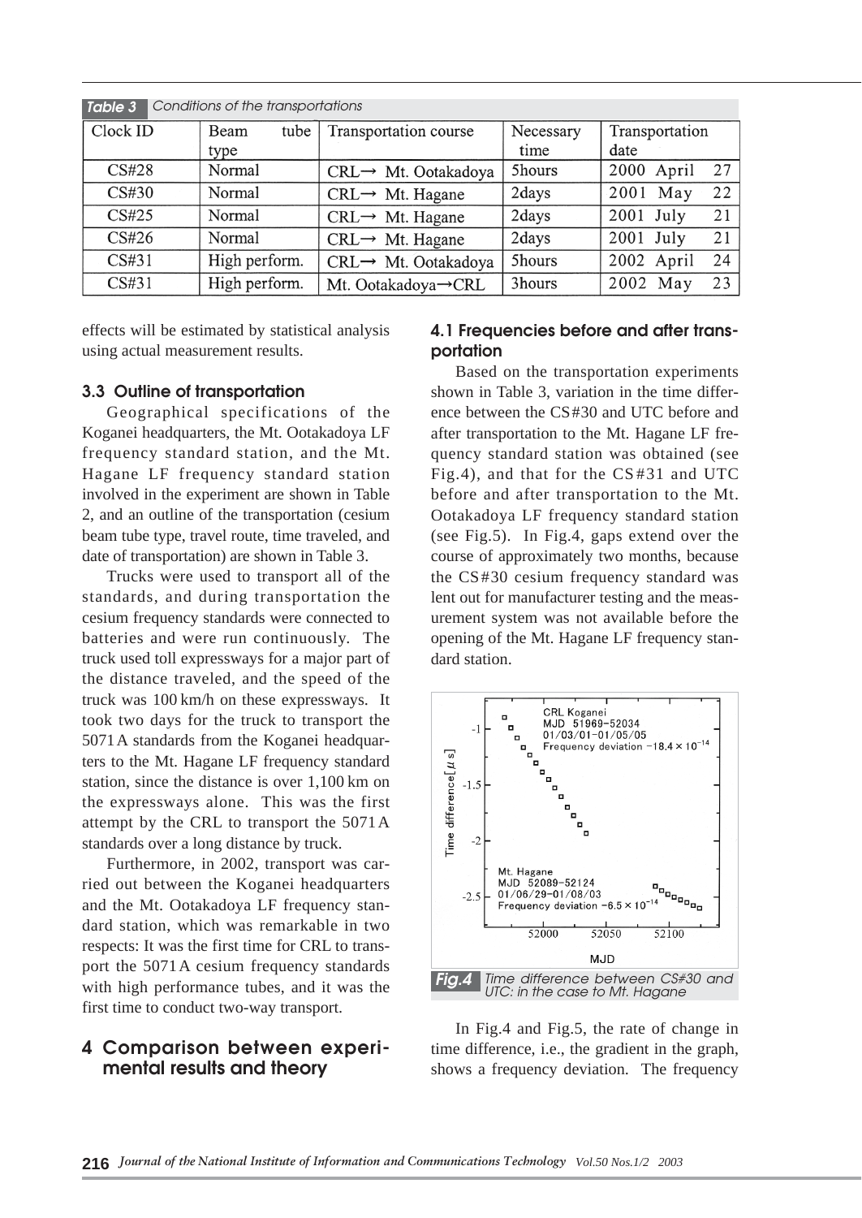**Table 3** Conditions of the transportations

| Clock ID | Beam tube type | Transportation course | Necessary time | Transportation date |
|---|---|---|---|---|
| CS#28 | Normal | CRL→ Mt. Ootakadoya | 5hours | 2000 April 27 |
| CS#30 | Normal | CRL→ Mt. Hagane | 2days | 2001 May 22 |
| CS#25 | Normal | CRL→ Mt. Hagane | 2days | 2001 July 21 |
| CS#26 | Normal | CRL→ Mt. Hagane | 2days | 2001 July 21 |
| CS#31 | High perform. | CRL→ Mt. Ootakadoya | 5hours | 2002 April 24 |
| CS#31 | High perform. | Mt. Ootakadoya→CRL | 3hours | 2002 May 23 |

effects will be estimated by statistical analysis using actual measurement results.

### 3.3 Outline of transportation

Geographical specifications of the Koganei headquarters, the Mt. Ootakadoya LF frequency standard station, and the Mt. Hagane LF frequency standard station involved in the experiment are shown in Table 2, and an outline of the transportation (cesium beam tube type, travel route, time traveled, and date of transportation) are shown in Table 3.

Trucks were used to transport all of the standards, and during transportation the cesium frequency standards were connected to batteries and were run continuously. The truck used toll expressways for a major part of the distance traveled, and the speed of the truck was 100 km/h on these expressways. It took two days for the truck to transport the 5071A standards from the Koganei headquarters to the Mt. Hagane LF frequency standard station, since the distance is over 1,100 km on the expressways alone. This was the first attempt by the CRL to transport the 5071A standards over a long distance by truck.

Furthermore, in 2002, transport was carried out between the Koganei headquarters and the Mt. Ootakadoya LF frequency standard station, which was remarkable in two respects: It was the first time for CRL to transport the 5071A cesium frequency standards with high performance tubes, and it was the first time to conduct two-way transport.

## 4 Comparison between experimental results and theory

### 4.1 Frequencies before and after transportation

Based on the transportation experiments shown in Table 3, variation in the time difference between the CS#30 and UTC before and after transportation to the Mt. Hagane LF frequency standard station was obtained (see Fig.4), and that for the CS#31 and UTC before and after transportation to the Mt. Ootakadoya LF frequency standard station (see Fig.5). In Fig.4, gaps extend over the course of approximately two months, because the CS#30 cesium frequency standard was lent out for manufacturer testing and the measurement system was not available before the opening of the Mt. Hagane LF frequency standard station.

CRL Koganei
MJD 51969-52034
01/03/01-01/05/05
Frequency deviation $-18.4\times10^{-14}$

Mt. Hagane
MJD 52089-52124
01/06/29-01/08/03
Frequency deviation $-6.5\times10^{-14}$

Time difference[$\mu$s]
-1
-1.5
-2
-2.5
52000
52050
52100
MJD

**Fig.4** Time difference between CS#30 and UTC: in the case to Mt. Hagane

In Fig.4 and Fig.5, the rate of change in time difference, i.e., the gradient in the graph, shows a frequency deviation. The frequency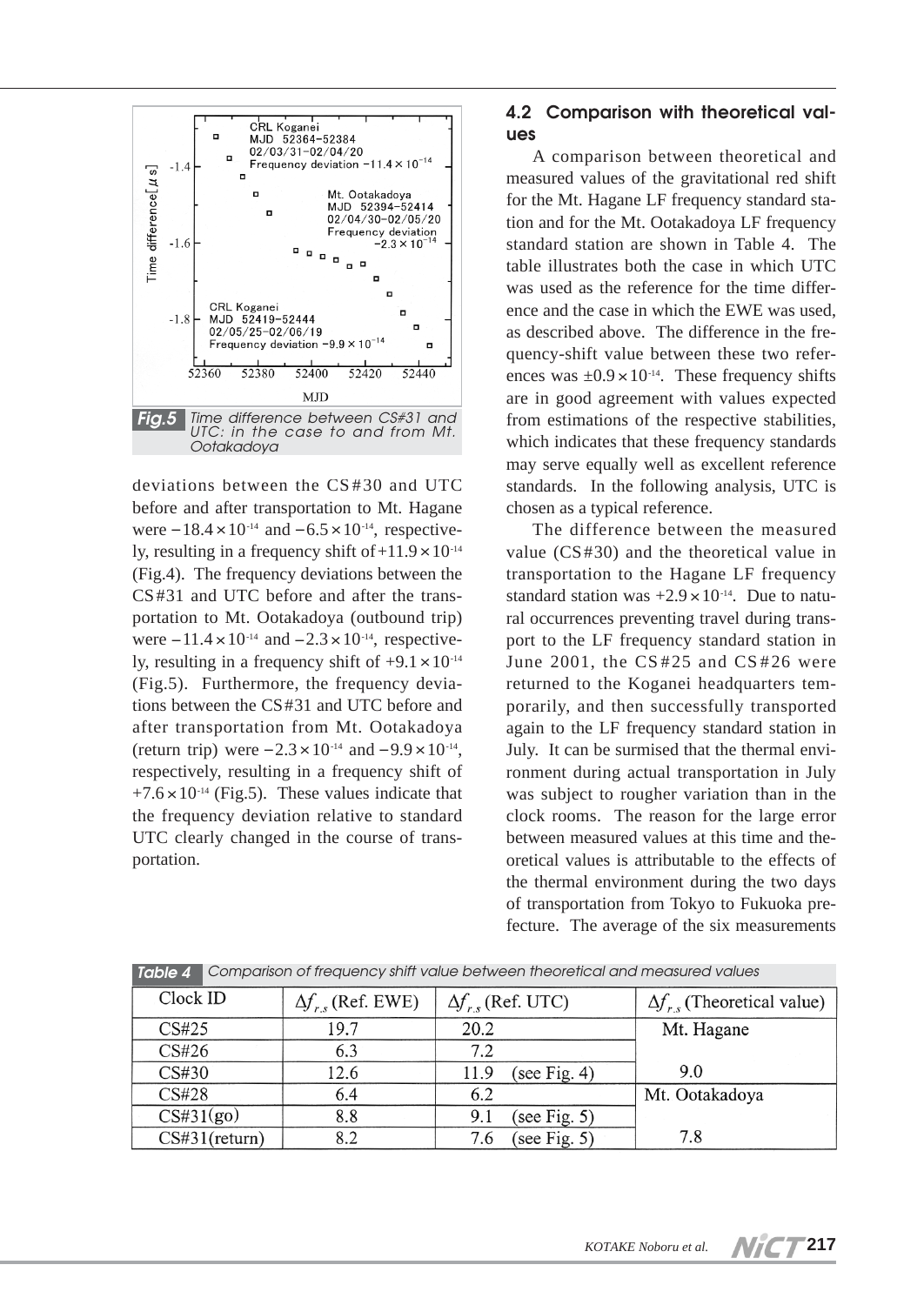CRL Koganei
MJD 52364-52384
02/03/31-02/04/20
Frequency deviation $-11.4 \times 10^{-14}$

Mt. Ootakadoya
MJD 52394-52414
02/04/30-02/05/20
Frequency deviation
$-2.3 \times 10^{-14}$

CRL Koganei
MJD 52419-52444
02/05/25-02/06/19
Frequency deviation $-9.9 \times 10^{-14}$

Time difference[$\mu$s]
-1.4
-1.6
-1.8
52360 52380 52400 52420 52440
MJD

**Fig.5** Time difference between CS#31 and UTC: in the case to and from Mt. Ootakadoya

deviations between the CS#30 and UTC before and after transportation to Mt. Hagane were $-18.4 \times 10^{-14}$ and $-6.5 \times 10^{-14}$, respectively, resulting in a frequency shift of $+11.9 \times 10^{-14}$ (Fig.4). The frequency deviations between the CS#31 and UTC before and after the transportation to Mt. Ootakadoya (outbound trip) were $-11.4 \times 10^{-14}$ and $-2.3 \times 10^{-14}$, respectively, resulting in a frequency shift of $+9.1 \times 10^{-14}$ (Fig.5). Furthermore, the frequency deviations between the CS#31 and UTC before and after transportation from Mt. Ootakadoya (return trip) were $-2.3 \times 10^{-14}$ and $-9.9 \times 10^{-14}$, respectively, resulting in a frequency shift of $+7.6 \times 10^{-14}$ (Fig.5). These values indicate that the frequency deviation relative to standard UTC clearly changed in the course of transportation.

### 4.2 Comparison with theoretical values

A comparison between theoretical and measured values of the gravitational red shift for the Mt. Hagane LF frequency standard station and for the Mt. Ootakadoya LF frequency standard station are shown in Table 4. The table illustrates both the case in which UTC was used as the reference for the time difference and the case in which the EWE was used, as described above. The difference in the frequency-shift value between these two references was $\pm 0.9 \times 10^{-14}$. These frequency shifts are in good agreement with values expected from estimations of the respective stabilities, which indicates that these frequency standards may serve equally well as excellent reference standards. In the following analysis, UTC is chosen as a typical reference.

The difference between the measured value (CS#30) and the theoretical value in transportation to the Hagane LF frequency standard station was $+2.9 \times 10^{-14}$. Due to natural occurrences preventing travel during transport to the LF frequency standard station in June 2001, the CS#25 and CS#26 were returned to the Koganei headquarters temporarily, and then successfully transported again to the LF frequency standard station in July. It can be surmised that the thermal environment during actual transportation in July was subject to rougher variation than in the clock rooms. The reason for the large error between measured values at this time and theoretical values is attributable to the effects of the thermal environment during the two days of transportation from Tokyo to Fukuoka prefecture. The average of the six measurements

**Table 4** Comparison of frequency shift value between theoretical and measured values

| Clock ID | $\Delta f_{r.s}$ (Ref. EWE) | $\Delta f_{r.s}$ (Ref. UTC) | $\Delta f_{r.s}$ (Theoretical value) |
|---|---|---|---|
| CS#25 | 19.7 | 20.2 | Mt. Hagane |
| CS#26 | 6.3 | 7.2 | |
| CS#30 | 12.6 | 11.9 (see Fig. 4) | 9.0 |
| CS#28 | 6.4 | 6.2 | Mt. Ootakadoya |
| CS#31(go) | 8.8 | 9.1 (see Fig. 5) | |
| CS#31(return) | 8.2 | 7.6 (see Fig. 5) | 7.8 |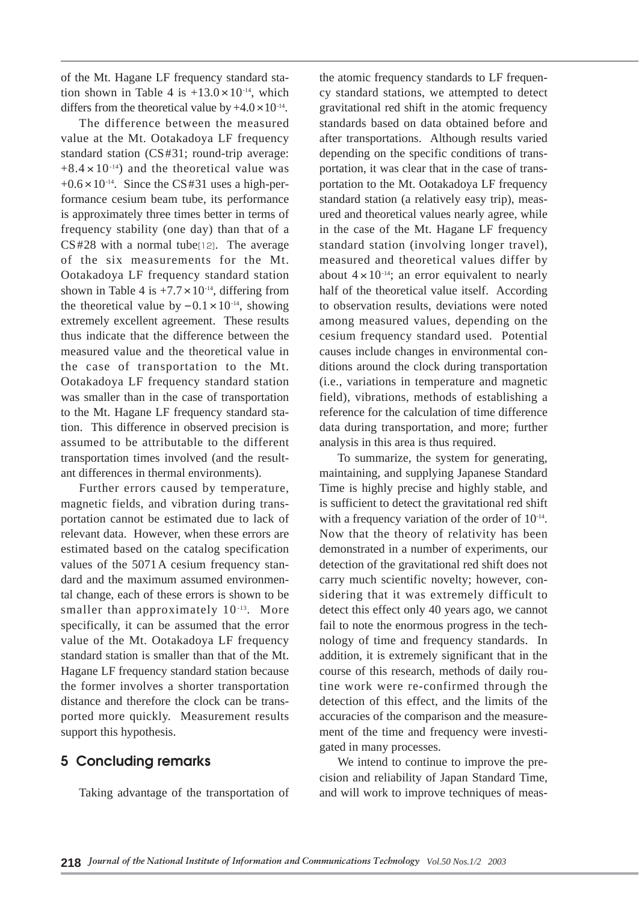of the Mt. Hagane LF frequency standard station shown in Table 4 is $+13.0\times10^{-14}$, which differs from the theoretical value by $+4.0\times10^{-14}$.

The difference between the measured value at the Mt. Ootakadoya LF frequency standard station (CS#31; round-trip average: $+8.4\times10^{-14}$) and the theoretical value was $+0.6\times10^{-14}$. Since the CS#31 uses a high-performance cesium beam tube, its performance is approximately three times better in terms of frequency stability (one day) than that of a CS#28 with a normal tube[12]. The average of the six measurements for the Mt. Ootakadoya LF frequency standard station shown in Table 4 is $+7.7\times10^{-14}$, differing from the theoretical value by $-0.1\times10^{-14}$, showing extremely excellent agreement. These results thus indicate that the difference between the measured value and the theoretical value in the case of transportation to the Mt. Ootakadoya LF frequency standard station was smaller than in the case of transportation to the Mt. Hagane LF frequency standard station. This difference in observed precision is assumed to be attributable to the different transportation times involved (and the resultant differences in thermal environments).

Further errors caused by temperature, magnetic fields, and vibration during transportation cannot be estimated due to lack of relevant data. However, when these errors are estimated based on the catalog specification values of the 5071A cesium frequency standard and the maximum assumed environmental change, each of these errors is shown to be smaller than approximately $10^{-13}$. More specifically, it can be assumed that the error value of the Mt. Ootakadoya LF frequency standard station is smaller than that of the Mt. Hagane LF frequency standard station because the former involves a shorter transportation distance and therefore the clock can be transported more quickly. Measurement results support this hypothesis.

## 5 Concluding remarks

Taking advantage of the transportation of the atomic frequency standards to LF frequency standard stations, we attempted to detect gravitational red shift in the atomic frequency standards based on data obtained before and after transportations. Although results varied depending on the specific conditions of transportation, it was clear that in the case of transportation to the Mt. Ootakadoya LF frequency standard station (a relatively easy trip), measured and theoretical values nearly agree, while in the case of the Mt. Hagane LF frequency standard station (involving longer travel), measured and theoretical values differ by about $4\times10^{-14}$; an error equivalent to nearly half of the theoretical value itself. According to observation results, deviations were noted among measured values, depending on the cesium frequency standard used. Potential causes include changes in environmental conditions around the clock during transportation (i.e., variations in temperature and magnetic field), vibrations, methods of establishing a reference for the calculation of time difference data during transportation, and more; further analysis in this area is thus required.

To summarize, the system for generating, maintaining, and supplying Japanese Standard Time is highly precise and highly stable, and is sufficient to detect the gravitational red shift with a frequency variation of the order of $10^{-14}$. Now that the theory of relativity has been demonstrated in a number of experiments, our detection of the gravitational red shift does not carry much scientific novelty; however, considering that it was extremely difficult to detect this effect only 40 years ago, we cannot fail to note the enormous progress in the technology of time and frequency standards. In addition, it is extremely significant that in the course of this research, methods of daily routine work were re-confirmed through the detection of this effect, and the limits of the accuracies of the comparison and the measurement of the time and frequency were investigated in many processes.

We intend to continue to improve the precision and reliability of Japan Standard Time, and will work to improve techniques of meas-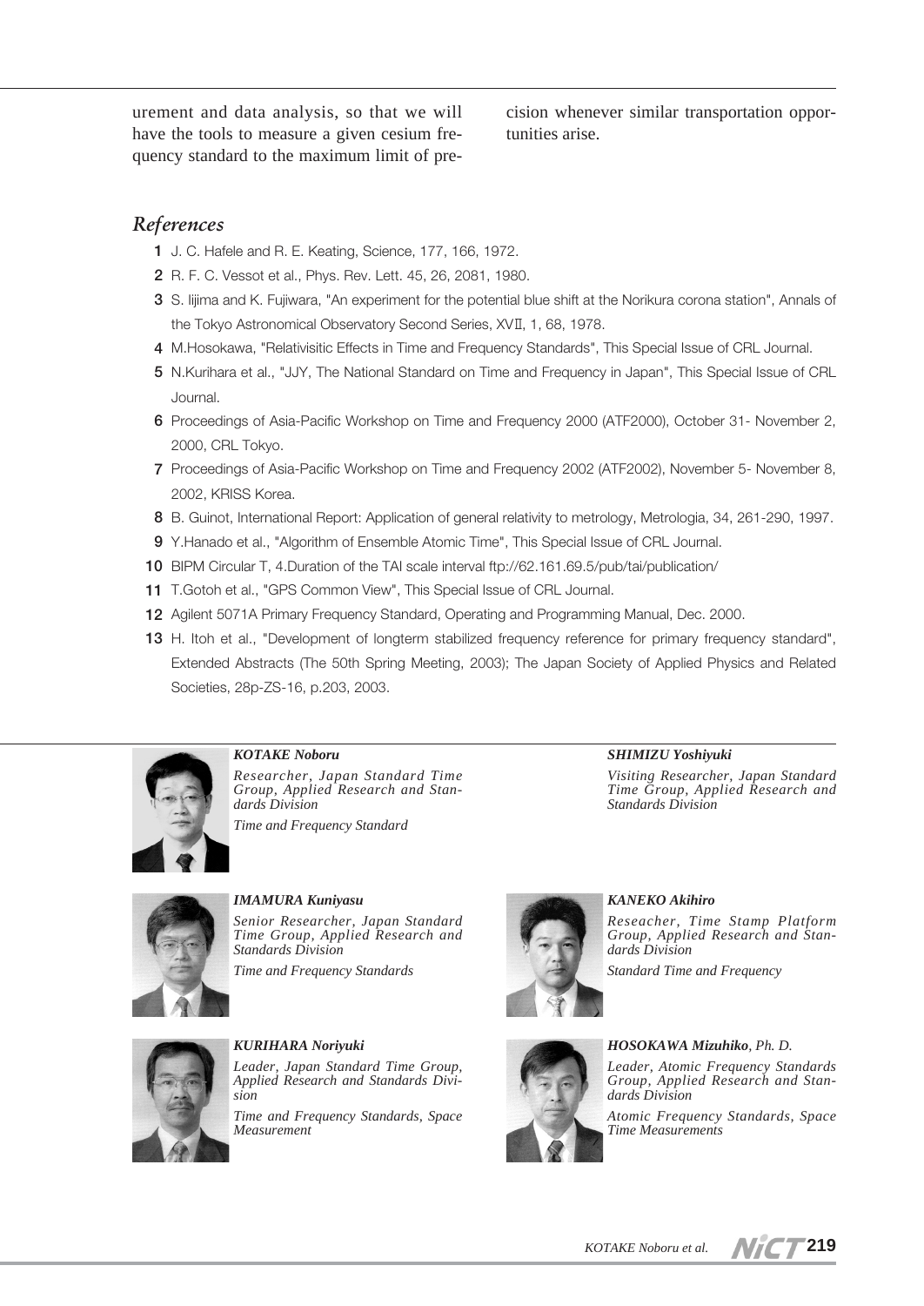urement and data analysis, so that we will have the tools to measure a given cesium frequency standard to the maximum limit of precision whenever similar transportation opportunities arise.

## *References*

1. J. C. Hafele and R. E. Keating, Science, 177, 166, 1972.
2. R. F. C. Vessot et al., Phys. Rev. Lett. 45, 26, 2081, 1980.
3. S. Iijima and K. Fujiwara, "An experiment for the potential blue shift at the Norikura corona station", Annals of the Tokyo Astronomical Observatory Second Series, XVII, 1, 68, 1978.
4. M.Hosokawa, "Relativisitic Effects in Time and Frequency Standards", This Special Issue of CRL Journal.
5. N.Kurihara et al., "JJY, The National Standard on Time and Frequency in Japan", This Special Issue of CRL Journal.
6. Proceedings of Asia-Pacific Workshop on Time and Frequency 2000 (ATF2000), October 31- November 2, 2000, CRL Tokyo.
7. Proceedings of Asia-Pacific Workshop on Time and Frequency 2002 (ATF2002), November 5- November 8, 2002, KRISS Korea.
8. B. Guinot, International Report: Application of general relativity to metrology, Metrologia, 34, 261-290, 1997.
9. Y.Hanado et al., "Algorithm of Ensemble Atomic Time", This Special Issue of CRL Journal.
10. BIPM Circular T, 4.Duration of the TAI scale interval ftp://62.161.69.5/pub/tai/publication/
11. T.Gotoh et al., "GPS Common View", This Special Issue of CRL Journal.
12. Agilent 5071A Primary Frequency Standard, Operating and Programming Manual, Dec. 2000.
13. H. Itoh et al., "Development of longterm stabilized frequency reference for primary frequency standard", Extended Abstracts (The 50th Spring Meeting, 2003); The Japan Society of Applied Physics and Related Societies, 28p-ZS-16, p.203, 2003.

***KOTAKE Noboru***
*Researcher, Japan Standard Time Group, Applied Research and Standards Division*
*Time and Frequency Standard*

***SHIMIZU Yoshiyuki***
*Visiting Researcher, Japan Standard Time Group, Applied Research and Standards Division*

***IMAMURA Kuniyasu***
*Senior Researcher, Japan Standard Time Group, Applied Research and Standards Division*
*Time and Frequency Standards*

***KANEKO Akihiro***
*Reseacher, Time Stamp Platform Group, Applied Research and Standards Division*
*Standard Time and Frequency*

***KURIHARA Noriyuki***
*Leader, Japan Standard Time Group, Applied Research and Standards Division*
*Time and Frequency Standards, Space Measurement*

***HOSOKAWA Mizuhiko**, Ph. D.*
*Leader, Atomic Frequency Standards Group, Applied Research and Standards Division*
*Atomic Frequency Standards, Space Time Measurements*